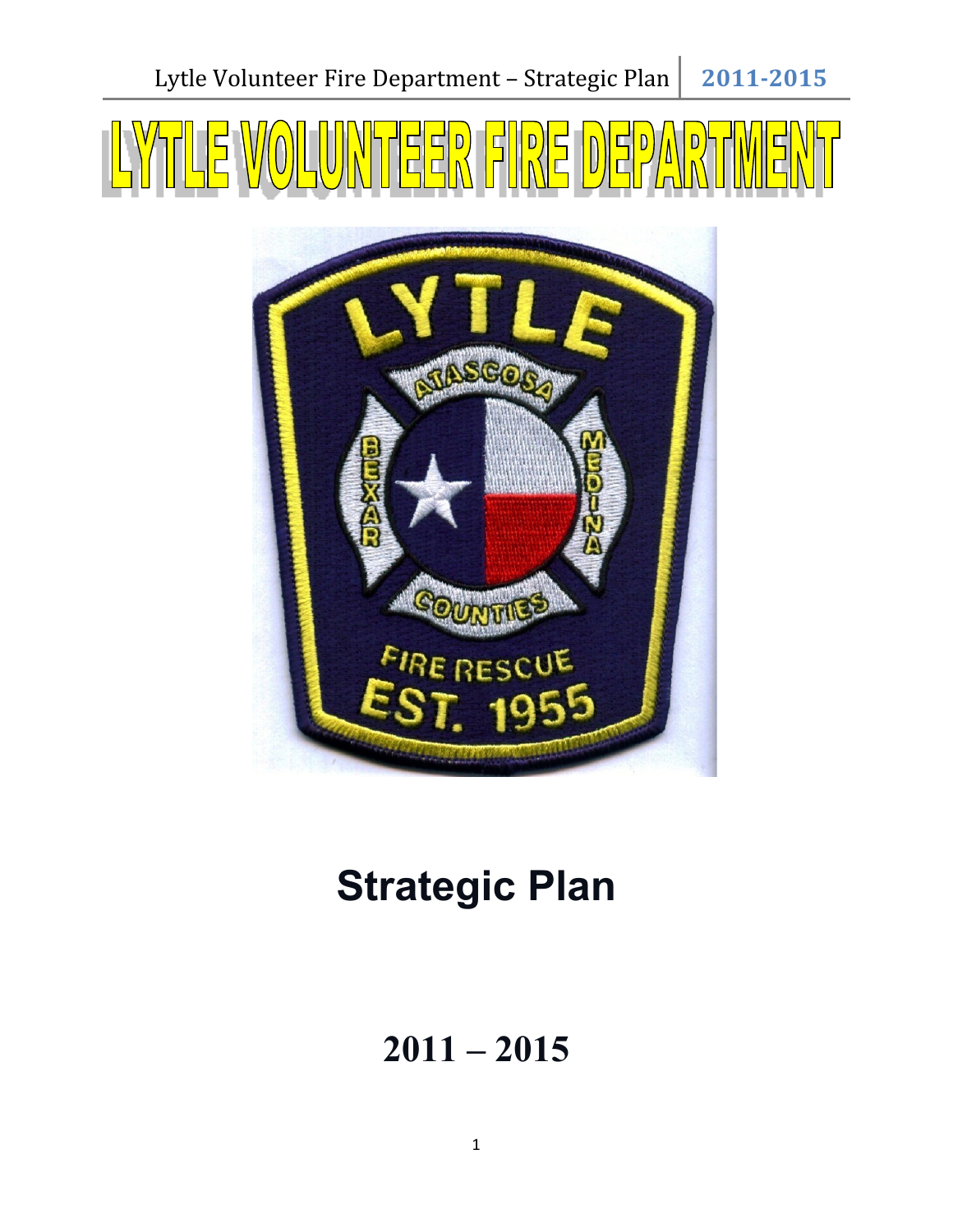# LYTLE VOLUNTEER FIRE DEPARTMENT

# Strategic Plan

## 2011 – 2015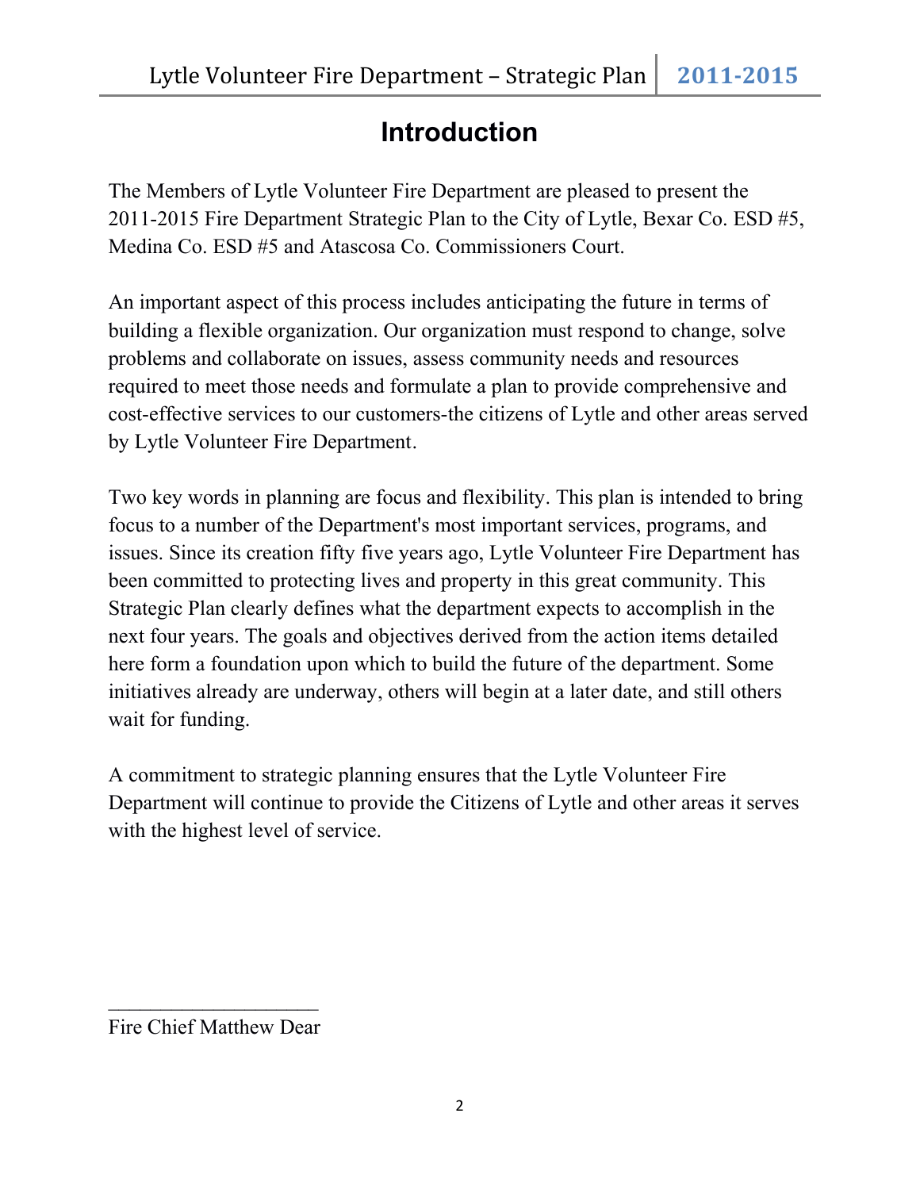# Introduction

The Members of Lytle Volunteer Fire Department are pleased to present the 2011-2015 Fire Department Strategic Plan to the City of Lytle, Bexar Co. ESD #5, Medina Co. ESD #5 and Atascosa Co. Commissioners Court.

An important aspect of this process includes anticipating the future in terms of building a flexible organization. Our organization must respond to change, solve problems and collaborate on issues, assess community needs and resources required to meet those needs and formulate a plan to provide comprehensive and cost-effective services to our customers-the citizens of Lytle and other areas served by Lytle Volunteer Fire Department.

Two key words in planning are focus and flexibility. This plan is intended to bring focus to a number of the Department's most important services, programs, and issues. Since its creation fifty five years ago, Lytle Volunteer Fire Department has been committed to protecting lives and property in this great community. This Strategic Plan clearly defines what the department expects to accomplish in the next four years. The goals and objectives derived from the action items detailed here form a foundation upon which to build the future of the department. Some initiatives already are underway, others will begin at a later date, and still others wait for funding.

A commitment to strategic planning ensures that the Lytle Volunteer Fire Department will continue to provide the Citizens of Lytle and other areas it serves with the highest level of service.

\_\_\_\_\_\_\_\_\_\_\_\_\_\_\_\_\_\_\_\_\_\_

Fire Chief Matthew Dear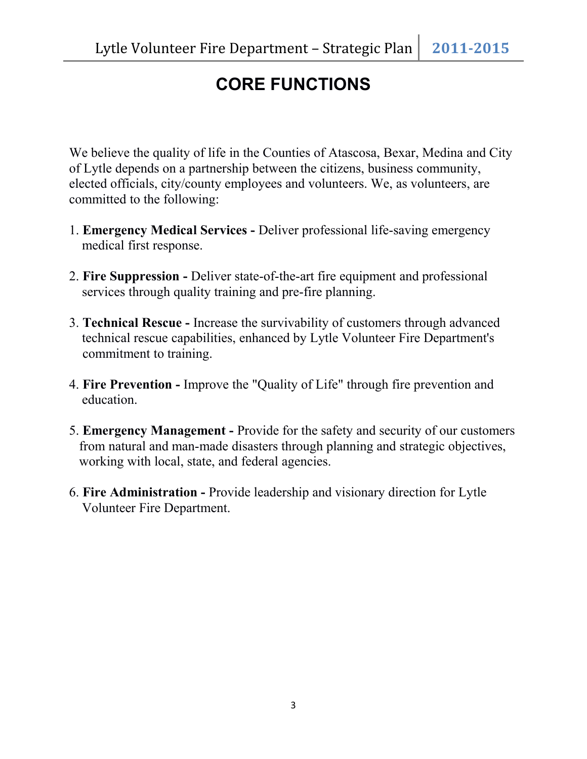# CORE FUNCTIONS

We believe the quality of life in the Counties of Atascosa, Bexar, Medina and City of Lytle depends on a partnership between the citizens, business community, elected officials, city/county employees and volunteers. We, as volunteers, are committed to the following:

1. **Emergency Medical Services -** Deliver professional life-saving emergency medical first response.

2. **Fire Suppression -** Deliver state-of-the-art fire equipment and professional services through quality training and pre-fire planning.

3. **Technical Rescue -** Increase the survivability of customers through advanced technical rescue capabilities, enhanced by Lytle Volunteer Fire Department's commitment to training.

4. **Fire Prevention -** Improve the "Quality of Life" through fire prevention and education.

5. **Emergency Management -** Provide for the safety and security of our customers from natural and man-made disasters through planning and strategic objectives, working with local, state, and federal agencies.

6. **Fire Administration -** Provide leadership and visionary direction for Lytle Volunteer Fire Department.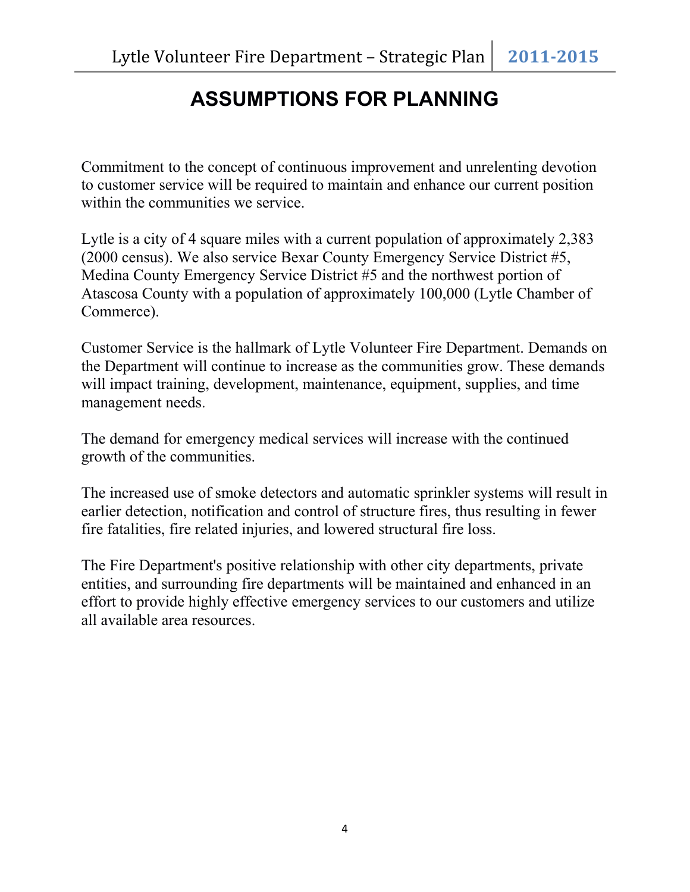# ASSUMPTIONS FOR PLANNING

Commitment to the concept of continuous improvement and unrelenting devotion to customer service will be required to maintain and enhance our current position within the communities we service.

Lytle is a city of 4 square miles with a current population of approximately 2,383 (2000 census). We also service Bexar County Emergency Service District #5, Medina County Emergency Service District #5 and the northwest portion of Atascosa County with a population of approximately 100,000 (Lytle Chamber of Commerce).

Customer Service is the hallmark of Lytle Volunteer Fire Department. Demands on the Department will continue to increase as the communities grow. These demands will impact training, development, maintenance, equipment, supplies, and time management needs.

The demand for emergency medical services will increase with the continued growth of the communities.

The increased use of smoke detectors and automatic sprinkler systems will result in earlier detection, notification and control of structure fires, thus resulting in fewer fire fatalities, fire related injuries, and lowered structural fire loss.

The Fire Department's positive relationship with other city departments, private entities, and surrounding fire departments will be maintained and enhanced in an effort to provide highly effective emergency services to our customers and utilize all available area resources.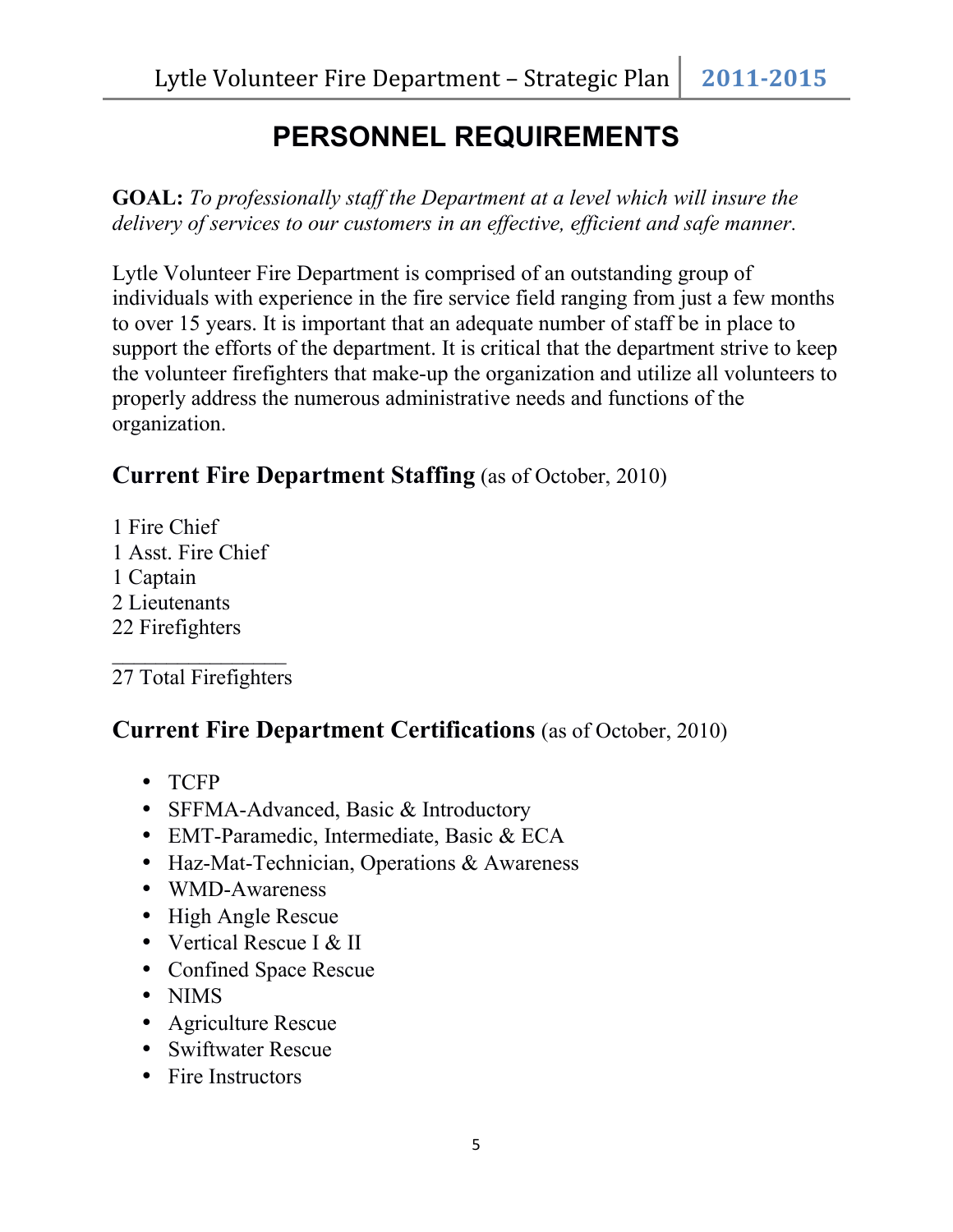# PERSONNEL REQUIREMENTS

**GOAL:** *To professionally staff the Department at a level which will insure the delivery of services to our customers in an effective, efficient and safe manner.*

Lytle Volunteer Fire Department is comprised of an outstanding group of individuals with experience in the fire service field ranging from just a few months to over 15 years. It is important that an adequate number of staff be in place to support the efforts of the department. It is critical that the department strive to keep the volunteer firefighters that make-up the organization and utilize all volunteers to properly address the numerous administrative needs and functions of the organization.

## Current Fire Department Staffing (as of October, 2010)

1 Fire Chief
1 Asst. Fire Chief
1 Captain
2 Lieutenants
22 Firefighters
________________
27 Total Firefighters

## Current Fire Department Certifications (as of October, 2010)

- TCFP
- SFFMA-Advanced, Basic & Introductory
- EMT-Paramedic, Intermediate, Basic & ECA
- Haz-Mat-Technician, Operations & Awareness
- WMD-Awareness
- High Angle Rescue
- Vertical Rescue I & II
- Confined Space Rescue
- NIMS
- Agriculture Rescue
- Swiftwater Rescue
- Fire Instructors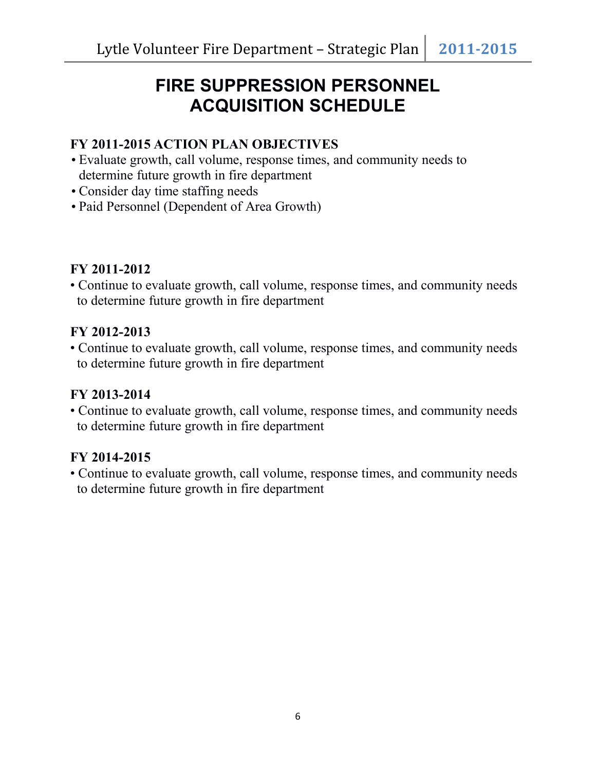# FIRE SUPPRESSION PERSONNEL ACQUISITION SCHEDULE

**FY 2011-2015 ACTION PLAN OBJECTIVES**

- Evaluate growth, call volume, response times, and community needs to determine future growth in fire department
- Consider day time staffing needs
- Paid Personnel (Dependent of Area Growth)

**FY 2011-2012**

- Continue to evaluate growth, call volume, response times, and community needs to determine future growth in fire department

**FY 2012-2013**

- Continue to evaluate growth, call volume, response times, and community needs to determine future growth in fire department

**FY 2013-2014**

- Continue to evaluate growth, call volume, response times, and community needs to determine future growth in fire department

**FY 2014-2015**

- Continue to evaluate growth, call volume, response times, and community needs to determine future growth in fire department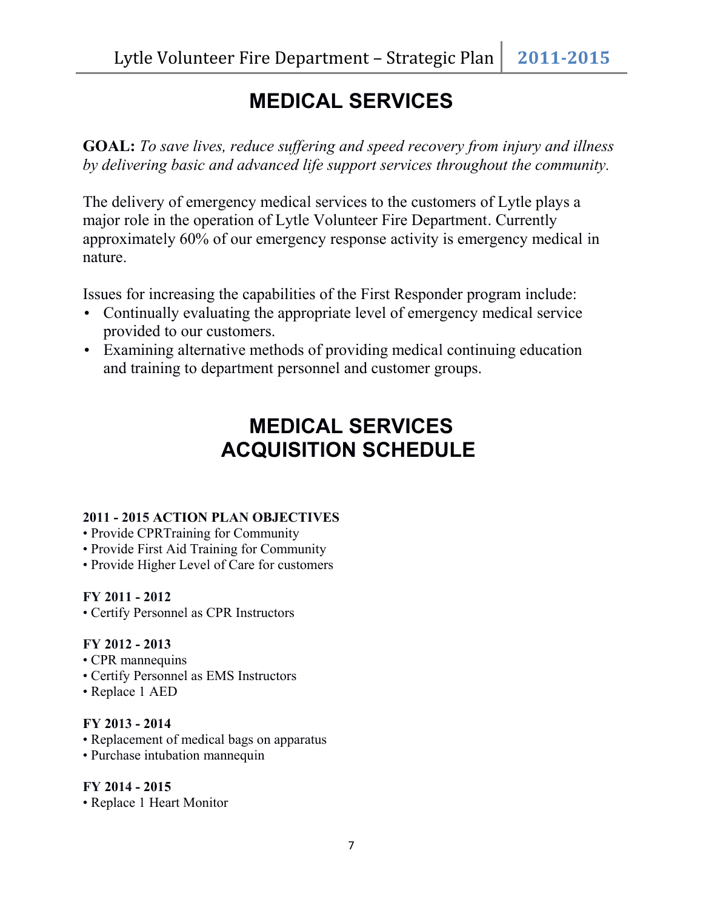# MEDICAL SERVICES

**GOAL:** *To save lives, reduce suffering and speed recovery from injury and illness by delivering basic and advanced life support services throughout the community.*

The delivery of emergency medical services to the customers of Lytle plays a major role in the operation of Lytle Volunteer Fire Department. Currently approximately 60% of our emergency response activity is emergency medical in nature.

Issues for increasing the capabilities of the First Responder program include:

- Continually evaluating the appropriate level of emergency medical service provided to our customers.
- Examining alternative methods of providing medical continuing education and training to department personnel and customer groups.

# MEDICAL SERVICES ACQUISITION SCHEDULE

**2011 - 2015 ACTION PLAN OBJECTIVES**

- Provide CPRTraining for Community
- Provide First Aid Training for Community
- Provide Higher Level of Care for customers

**FY 2011 - 2012**

- Certify Personnel as CPR Instructors

**FY 2012 - 2013**

- CPR mannequins
- Certify Personnel as EMS Instructors
- Replace 1 AED

**FY 2013 - 2014**

- Replacement of medical bags on apparatus
- Purchase intubation mannequin

**FY 2014 - 2015**

- Replace 1 Heart Monitor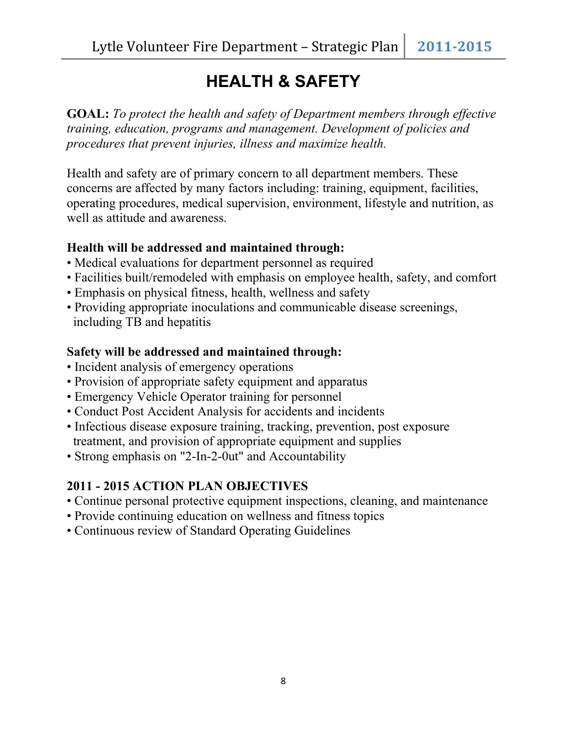# HEALTH & SAFETY

**GOAL:** *To protect the health and safety of Department members through effective training, education, programs and management. Development of policies and procedures that prevent injuries, illness and maximize health.*

Health and safety are of primary concern to all department members. These concerns are affected by many factors including: training, equipment, facilities, operating procedures, medical supervision, environment, lifestyle and nutrition, as well as attitude and awareness.

**Health will be addressed and maintained through:**

- Medical evaluations for department personnel as required
- Facilities built/remodeled with emphasis on employee health, safety, and comfort
- Emphasis on physical fitness, health, wellness and safety
- Providing appropriate inoculations and communicable disease screenings, including TB and hepatitis

**Safety will be addressed and maintained through:**

- Incident analysis of emergency operations
- Provision of appropriate safety equipment and apparatus
- Emergency Vehicle Operator training for personnel
- Conduct Post Accident Analysis for accidents and incidents
- Infectious disease exposure training, tracking, prevention, post exposure treatment, and provision of appropriate equipment and supplies
- Strong emphasis on "2-In-2-0ut" and Accountability

**2011 - 2015 ACTION PLAN OBJECTIVES**

- Continue personal protective equipment inspections, cleaning, and maintenance
- Provide continuing education on wellness and fitness topics
- Continuous review of Standard Operating Guidelines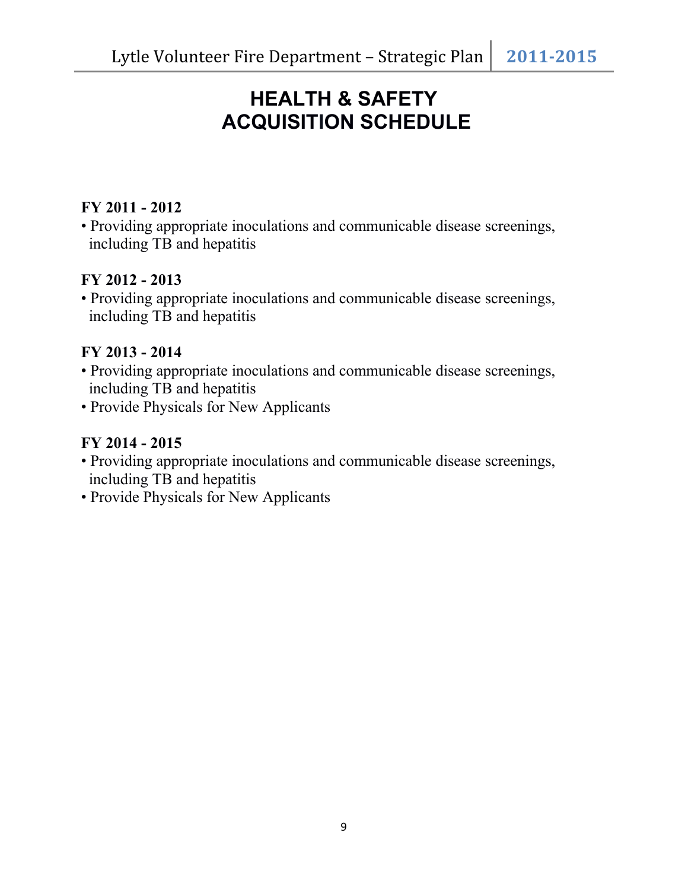# HEALTH & SAFETY ACQUISITION SCHEDULE

**FY 2011 - 2012**

- Providing appropriate inoculations and communicable disease screenings, including TB and hepatitis

**FY 2012 - 2013**

- Providing appropriate inoculations and communicable disease screenings, including TB and hepatitis

**FY 2013 - 2014**

- Providing appropriate inoculations and communicable disease screenings, including TB and hepatitis
- Provide Physicals for New Applicants

**FY 2014 - 2015**

- Providing appropriate inoculations and communicable disease screenings, including TB and hepatitis
- Provide Physicals for New Applicants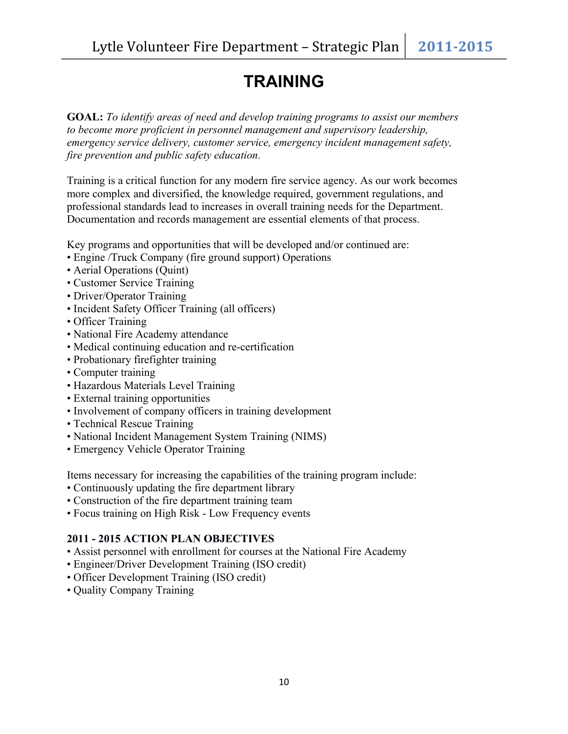# TRAINING

**GOAL:** *To identify areas of need and develop training programs to assist our members to become more proficient in personnel management and supervisory leadership, emergency service delivery, customer service, emergency incident management safety, fire prevention and public safety education.*

Training is a critical function for any modern fire service agency. As our work becomes more complex and diversified, the knowledge required, government regulations, and professional standards lead to increases in overall training needs for the Department. Documentation and records management are essential elements of that process.

Key programs and opportunities that will be developed and/or continued are:

- Engine /Truck Company (fire ground support) Operations
- Aerial Operations (Quint)
- Customer Service Training
- Driver/Operator Training
- Incident Safety Officer Training (all officers)
- Officer Training
- National Fire Academy attendance
- Medical continuing education and re-certification
- Probationary firefighter training
- Computer training
- Hazardous Materials Level Training
- External training opportunities
- Involvement of company officers in training development
- Technical Rescue Training
- National Incident Management System Training (NIMS)
- Emergency Vehicle Operator Training

Items necessary for increasing the capabilities of the training program include:

- Continuously updating the fire department library
- Construction of the fire department training team
- Focus training on High Risk - Low Frequency events

**2011 - 2015 ACTION PLAN OBJECTIVES**

- Assist personnel with enrollment for courses at the National Fire Academy
- Engineer/Driver Development Training (ISO credit)
- Officer Development Training (ISO credit)
- Quality Company Training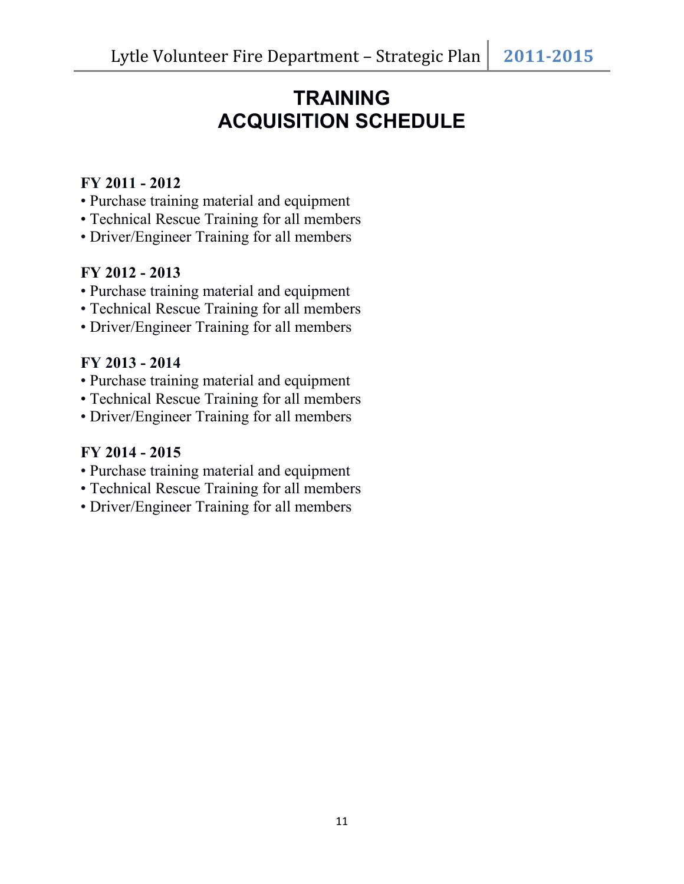# TRAINING
# ACQUISITION SCHEDULE

**FY 2011 - 2012**

- Purchase training material and equipment
- Technical Rescue Training for all members
- Driver/Engineer Training for all members

**FY 2012 - 2013**

- Purchase training material and equipment
- Technical Rescue Training for all members
- Driver/Engineer Training for all members

**FY 2013 - 2014**

- Purchase training material and equipment
- Technical Rescue Training for all members
- Driver/Engineer Training for all members

**FY 2014 - 2015**

- Purchase training material and equipment
- Technical Rescue Training for all members
- Driver/Engineer Training for all members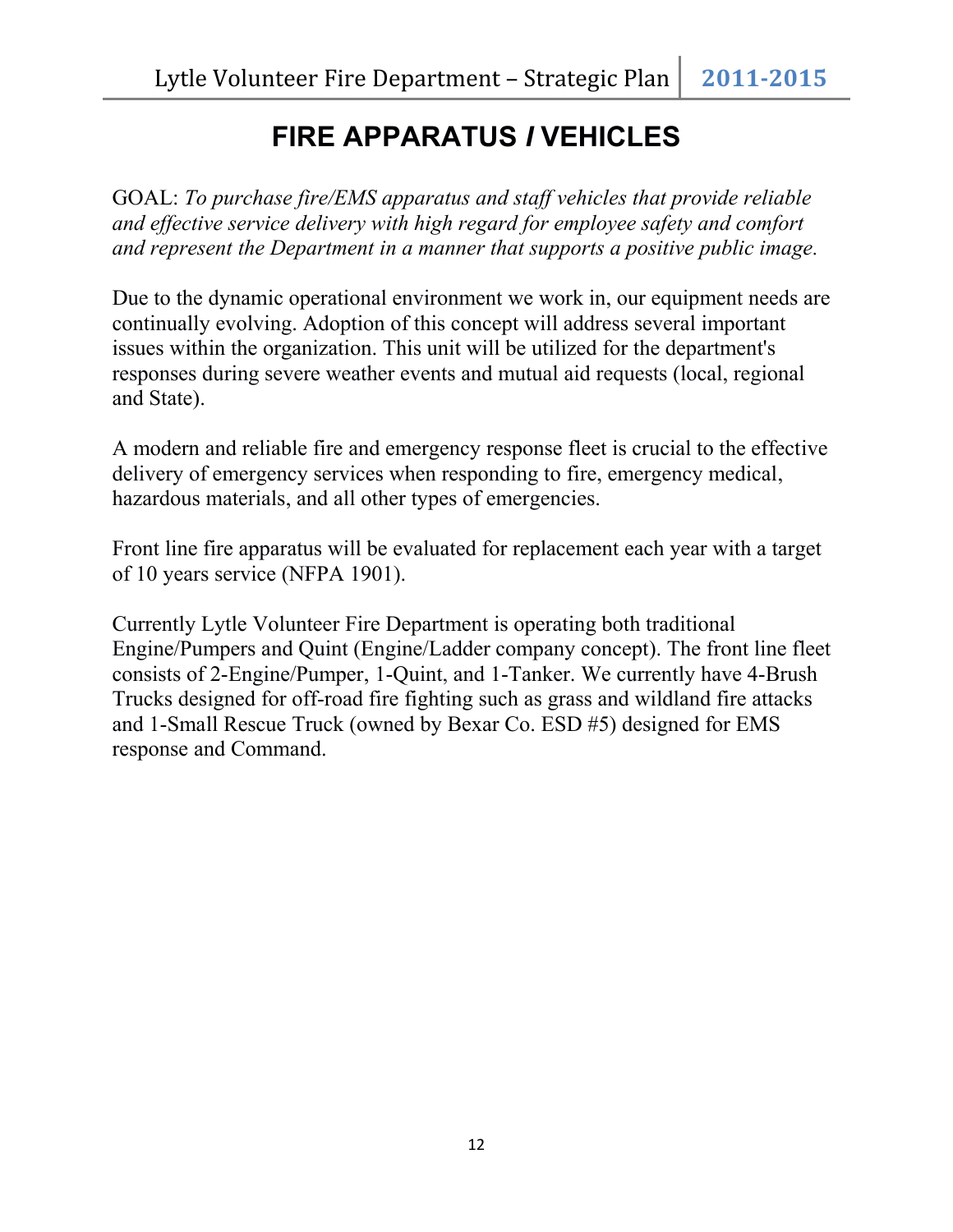# FIRE APPARATUS / VEHICLES

GOAL: *To purchase fire/EMS apparatus and staff vehicles that provide reliable and effective service delivery with high regard for employee safety and comfort and represent the Department in a manner that supports a positive public image.*

Due to the dynamic operational environment we work in, our equipment needs are continually evolving. Adoption of this concept will address several important issues within the organization. This unit will be utilized for the department's responses during severe weather events and mutual aid requests (local, regional and State).

A modern and reliable fire and emergency response fleet is crucial to the effective delivery of emergency services when responding to fire, emergency medical, hazardous materials, and all other types of emergencies.

Front line fire apparatus will be evaluated for replacement each year with a target of 10 years service (NFPA 1901).

Currently Lytle Volunteer Fire Department is operating both traditional Engine/Pumpers and Quint (Engine/Ladder company concept). The front line fleet consists of 2-Engine/Pumper, 1-Quint, and 1-Tanker. We currently have 4-Brush Trucks designed for off-road fire fighting such as grass and wildland fire attacks and 1-Small Rescue Truck (owned by Bexar Co. ESD #5) designed for EMS response and Command.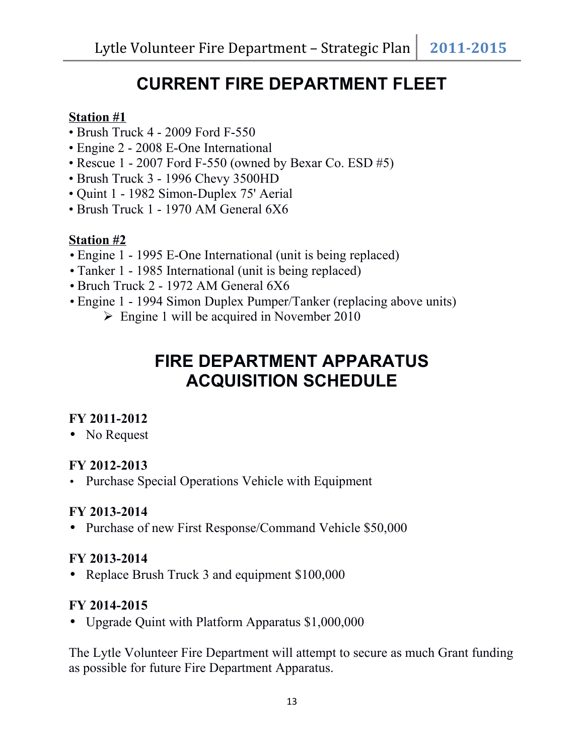# CURRENT FIRE DEPARTMENT FLEET

**Station #1**

- Brush Truck 4 - 2009 Ford F-550
- Engine 2 - 2008 E-One International
- Rescue 1 - 2007 Ford F-550 (owned by Bexar Co. ESD #5)
- Brush Truck 3 - 1996 Chevy 3500HD
- Quint 1 - 1982 Simon-Duplex 75' Aerial
- Brush Truck 1 - 1970 AM General 6X6

**Station #2**

- Engine 1 - 1995 E-One International (unit is being replaced)
- Tanker 1 - 1985 International (unit is being replaced)
- Bruch Truck 2 - 1972 AM General 6X6
- Engine 1 - 1994 Simon Duplex Pumper/Tanker (replacing above units)
  - Engine 1 will be acquired in November 2010

# FIRE DEPARTMENT APPARATUS ACQUISITION SCHEDULE

**FY 2011-2012**

- No Request

**FY 2012-2013**

- Purchase Special Operations Vehicle with Equipment

**FY 2013-2014**

- Purchase of new First Response/Command Vehicle $50,000

**FY 2013-2014**

- Replace Brush Truck 3 and equipment $100,000

**FY 2014-2015**

- Upgrade Quint with Platform Apparatus $1,000,000

The Lytle Volunteer Fire Department will attempt to secure as much Grant funding as possible for future Fire Department Apparatus.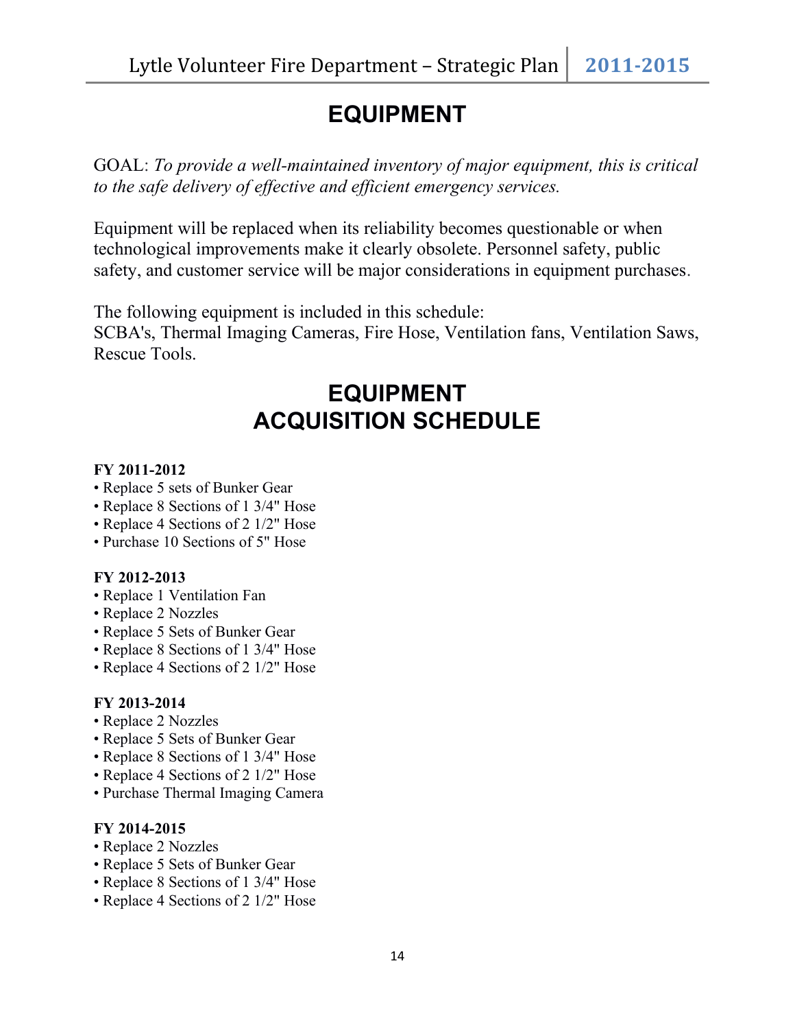# EQUIPMENT

GOAL: *To provide a well-maintained inventory of major equipment, this is critical to the safe delivery of effective and efficient emergency services.*

Equipment will be replaced when its reliability becomes questionable or when technological improvements make it clearly obsolete. Personnel safety, public safety, and customer service will be major considerations in equipment purchases.

The following equipment is included in this schedule:
SCBA's, Thermal Imaging Cameras, Fire Hose, Ventilation fans, Ventilation Saws, Rescue Tools.

# EQUIPMENT ACQUISITION SCHEDULE

**FY 2011-2012**

- Replace 5 sets of Bunker Gear
- Replace 8 Sections of 1 3/4" Hose
- Replace 4 Sections of 2 1/2" Hose
- Purchase 10 Sections of 5" Hose

**FY 2012-2013**

- Replace 1 Ventilation Fan
- Replace 2 Nozzles
- Replace 5 Sets of Bunker Gear
- Replace 8 Sections of 1 3/4" Hose
- Replace 4 Sections of 2 1/2" Hose

**FY 2013-2014**

- Replace 2 Nozzles
- Replace 5 Sets of Bunker Gear
- Replace 8 Sections of 1 3/4" Hose
- Replace 4 Sections of 2 1/2" Hose
- Purchase Thermal Imaging Camera

**FY 2014-2015**

- Replace 2 Nozzles
- Replace 5 Sets of Bunker Gear
- Replace 8 Sections of 1 3/4" Hose
- Replace 4 Sections of 2 1/2" Hose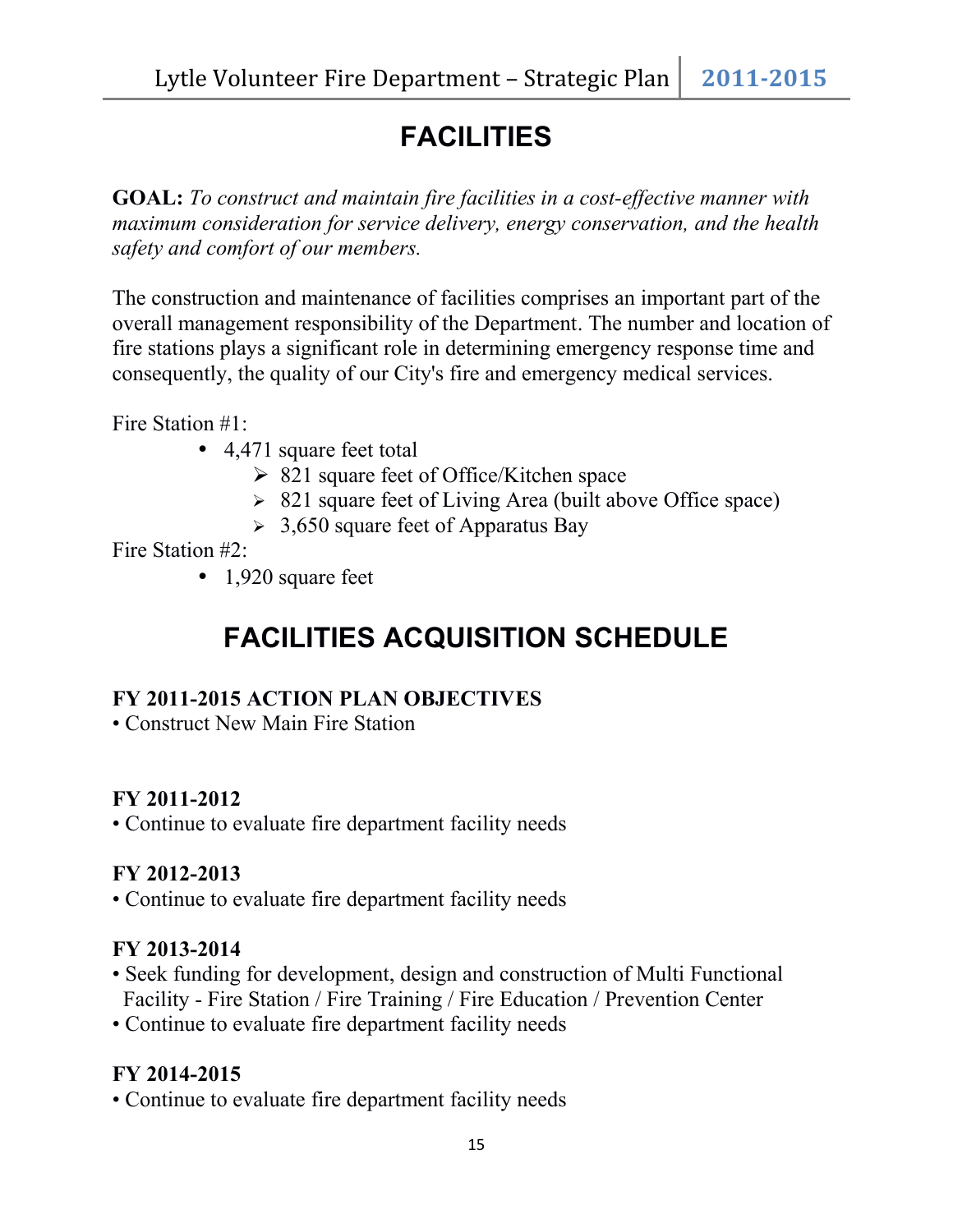# FACILITIES

**GOAL:** *To construct and maintain fire facilities in a cost-effective manner with maximum consideration for service delivery, energy conservation, and the health safety and comfort of our members.*

The construction and maintenance of facilities comprises an important part of the overall management responsibility of the Department. The number and location of fire stations plays a significant role in determining emergency response time and consequently, the quality of our City's fire and emergency medical services.

Fire Station #1:

- 4,471 square feet total
  - 821 square feet of Office/Kitchen space
  - 821 square feet of Living Area (built above Office space)
  - 3,650 square feet of Apparatus Bay

Fire Station #2:

- 1,920 square feet

# FACILITIES ACQUISITION SCHEDULE

**FY 2011-2015 ACTION PLAN OBJECTIVES**

- Construct New Main Fire Station

**FY 2011-2012**

- Continue to evaluate fire department facility needs

**FY 2012-2013**

- Continue to evaluate fire department facility needs

**FY 2013-2014**

- Seek funding for development, design and construction of Multi Functional Facility - Fire Station / Fire Training / Fire Education / Prevention Center
- Continue to evaluate fire department facility needs

**FY 2014-2015**

- Continue to evaluate fire department facility needs